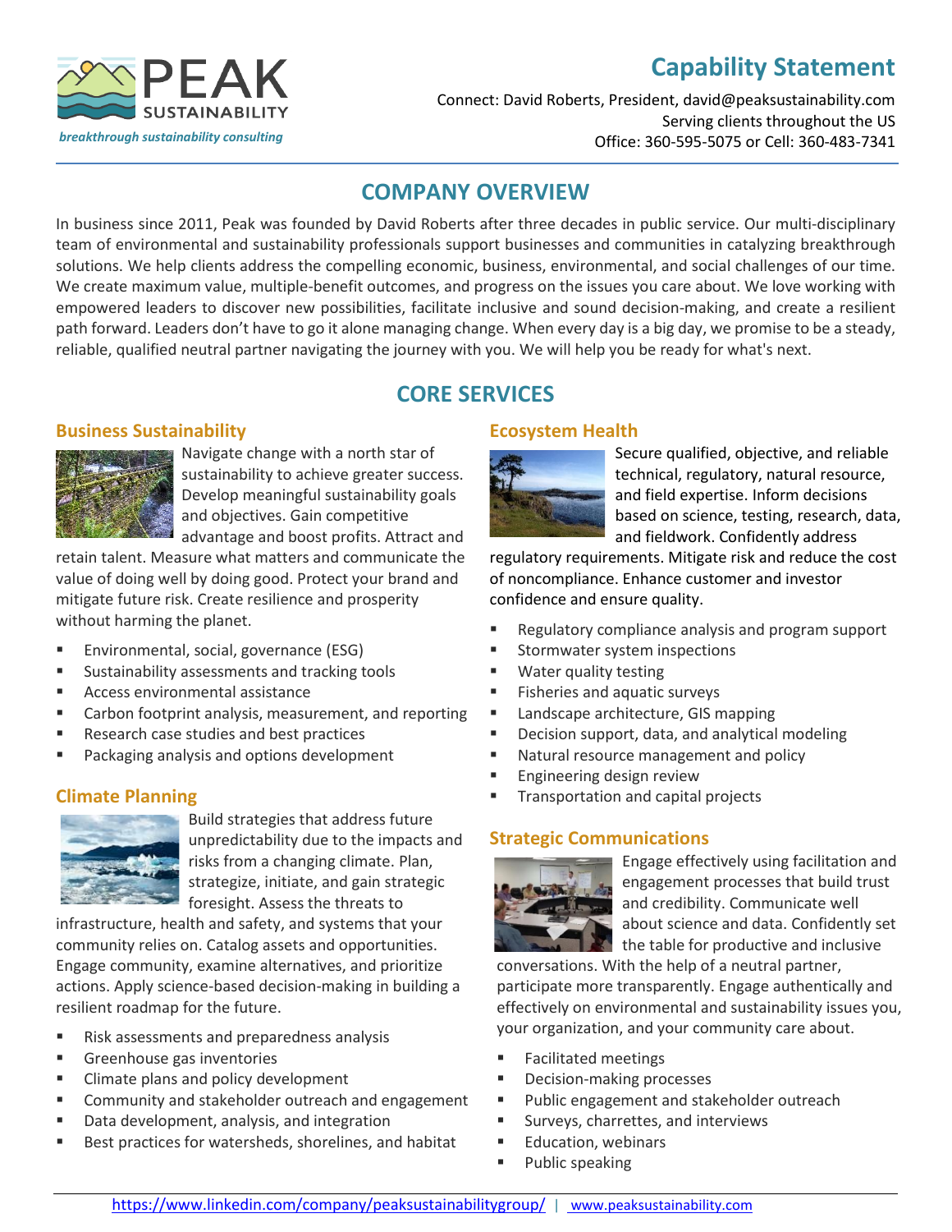PEAK SUSTAINABILITY

*breakthrough sustainability consulting*

# Capability Statement

Connect: David Roberts, President, david@peaksustainability.com
Serving clients throughout the US
Office: 360-595-5075 or Cell: 360-483-7341

## COMPANY OVERVIEW

In business since 2011, Peak was founded by David Roberts after three decades in public service. Our multi-disciplinary team of environmental and sustainability professionals support businesses and communities in catalyzing breakthrough solutions. We help clients address the compelling economic, business, environmental, and social challenges of our time. We create maximum value, multiple-benefit outcomes, and progress on the issues you care about. We love working with empowered leaders to discover new possibilities, facilitate inclusive and sound decision-making, and create a resilient path forward. Leaders don't have to go it alone managing change. When every day is a big day, we promise to be a steady, reliable, qualified neutral partner navigating the journey with you. We will help you be ready for what's next.

## CORE SERVICES

### Business Sustainability

Navigate change with a north star of sustainability to achieve greater success. Develop meaningful sustainability goals and objectives. Gain competitive advantage and boost profits. Attract and retain talent. Measure what matters and communicate the value of doing well by doing good. Protect your brand and mitigate future risk. Create resilience and prosperity without harming the planet.

- Environmental, social, governance (ESG)
- Sustainability assessments and tracking tools
- Access environmental assistance
- Carbon footprint analysis, measurement, and reporting
- Research case studies and best practices
- Packaging analysis and options development

### Climate Planning

Build strategies that address future unpredictability due to the impacts and risks from a changing climate. Plan, strategize, initiate, and gain strategic foresight. Assess the threats to infrastructure, health and safety, and systems that your community relies on. Catalog assets and opportunities. Engage community, examine alternatives, and prioritize actions. Apply science-based decision-making in building a resilient roadmap for the future.

- Risk assessments and preparedness analysis
- Greenhouse gas inventories
- Climate plans and policy development
- Community and stakeholder outreach and engagement
- Data development, analysis, and integration
- Best practices for watersheds, shorelines, and habitat

### Ecosystem Health

Secure qualified, objective, and reliable technical, regulatory, natural resource, and field expertise. Inform decisions based on science, testing, research, data, and fieldwork. Confidently address regulatory requirements. Mitigate risk and reduce the cost of noncompliance. Enhance customer and investor confidence and ensure quality.

- Regulatory compliance analysis and program support
- Stormwater system inspections
- Water quality testing
- Fisheries and aquatic surveys
- Landscape architecture, GIS mapping
- Decision support, data, and analytical modeling
- Natural resource management and policy
- Engineering design review
- Transportation and capital projects

### Strategic Communications

Engage effectively using facilitation and engagement processes that build trust and credibility. Communicate well about science and data. Confidently set the table for productive and inclusive conversations. With the help of a neutral partner, participate more transparently. Engage authentically and effectively on environmental and sustainability issues you, your organization, and your community care about.

- Facilitated meetings
- Decision-making processes
- Public engagement and stakeholder outreach
- Surveys, charrettes, and interviews
- Education, webinars
- Public speaking

https://www.linkedin.com/company/peaksustainabilitygroup/ | www.peaksustainability.com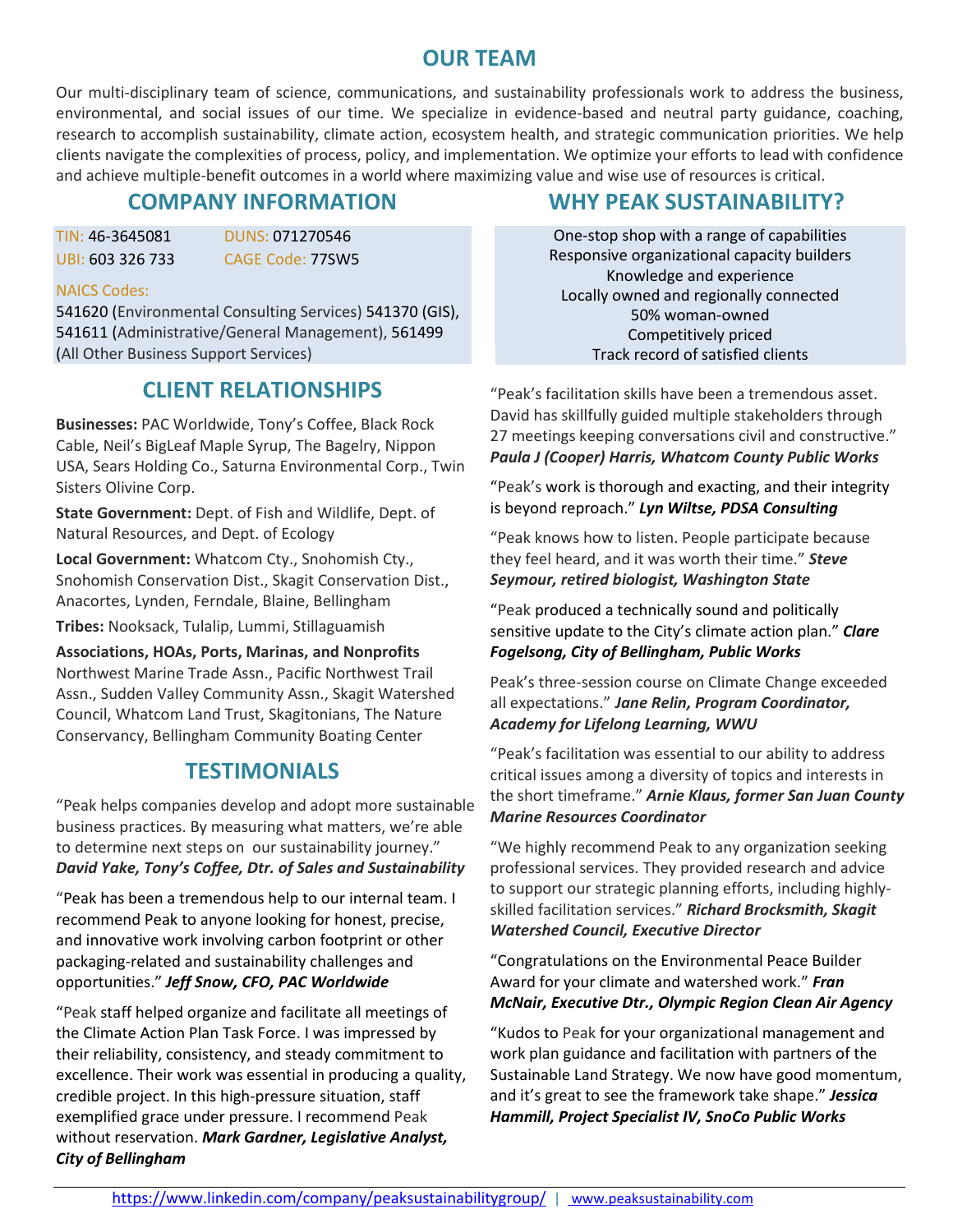## OUR TEAM

Our multi-disciplinary team of science, communications, and sustainability professionals work to address the business, environmental, and social issues of our time. We specialize in evidence-based and neutral party guidance, coaching, research to accomplish sustainability, climate action, ecosystem health, and strategic communication priorities. We help clients navigate the complexities of process, policy, and implementation. We optimize your efforts to lead with confidence and achieve multiple-benefit outcomes in a world where maximizing value and wise use of resources is critical.

## COMPANY INFORMATION

TIN: 46-3645081 DUNS: 071270546
UBI: 603 326 733 CAGE Code: 77SW5

NAICS Codes:
541620 (Environmental Consulting Services) 541370 (GIS), 541611 (Administrative/General Management), 561499 (All Other Business Support Services)

## CLIENT RELATIONSHIPS

**Businesses:** PAC Worldwide, Tony's Coffee, Black Rock Cable, Neil's BigLeaf Maple Syrup, The Bagelry, Nippon USA, Sears Holding Co., Saturna Environmental Corp., Twin Sisters Olivine Corp.

**State Government:** Dept. of Fish and Wildlife, Dept. of Natural Resources, and Dept. of Ecology

**Local Government:** Whatcom Cty., Snohomish Cty., Snohomish Conservation Dist., Skagit Conservation Dist., Anacortes, Lynden, Ferndale, Blaine, Bellingham

**Tribes:** Nooksack, Tulalip, Lummi, Stillaguamish

**Associations, HOAs, Ports, Marinas, and Nonprofits** Northwest Marine Trade Assn., Pacific Northwest Trail Assn., Sudden Valley Community Assn., Skagit Watershed Council, Whatcom Land Trust, Skagitonians, The Nature Conservancy, Bellingham Community Boating Center

## TESTIMONIALS

"Peak helps companies develop and adopt more sustainable business practices. By measuring what matters, we're able to determine next steps on our sustainability journey." ***David Yake, Tony's Coffee, Dtr. of Sales and Sustainability***

"Peak has been a tremendous help to our internal team. I recommend Peak to anyone looking for honest, precise, and innovative work involving carbon footprint or other packaging-related and sustainability challenges and opportunities." ***Jeff Snow, CFO, PAC Worldwide***

"Peak staff helped organize and facilitate all meetings of the Climate Action Plan Task Force. I was impressed by their reliability, consistency, and steady commitment to excellence. Their work was essential in producing a quality, credible project. In this high-pressure situation, staff exemplified grace under pressure. I recommend Peak without reservation. ***Mark Gardner, Legislative Analyst, City of Bellingham***

## WHY PEAK SUSTAINABILITY?

One-stop shop with a range of capabilities
Responsive organizational capacity builders
Knowledge and experience
Locally owned and regionally connected
50% woman-owned
Competitively priced
Track record of satisfied clients

"Peak's facilitation skills have been a tremendous asset. David has skillfully guided multiple stakeholders through 27 meetings keeping conversations civil and constructive." ***Paula J (Cooper) Harris, Whatcom County Public Works***

"Peak's work is thorough and exacting, and their integrity is beyond reproach." ***Lyn Wiltse, PDSA Consulting***

"Peak knows how to listen. People participate because they feel heard, and it was worth their time." ***Steve Seymour, retired biologist, Washington State***

"Peak produced a technically sound and politically sensitive update to the City's climate action plan." ***Clare Fogelsong, City of Bellingham, Public Works***

Peak's three-session course on Climate Change exceeded all expectations." ***Jane Relin, Program Coordinator, Academy for Lifelong Learning, WWU***

"Peak's facilitation was essential to our ability to address critical issues among a diversity of topics and interests in the short timeframe." ***Arnie Klaus, former San Juan County Marine Resources Coordinator***

"We highly recommend Peak to any organization seeking professional services. They provided research and advice to support our strategic planning efforts, including highly-skilled facilitation services." ***Richard Brocksmith, Skagit Watershed Council, Executive Director***

"Congratulations on the Environmental Peace Builder Award for your climate and watershed work." ***Fran McNair, Executive Dtr., Olympic Region Clean Air Agency***

"Kudos to Peak for your organizational management and work plan guidance and facilitation with partners of the Sustainable Land Strategy. We now have good momentum, and it's great to see the framework take shape." ***Jessica Hammill, Project Specialist IV, SnoCo Public Works***

https://www.linkedin.com/company/peaksustainabilitygroup/ | www.peaksustainability.com